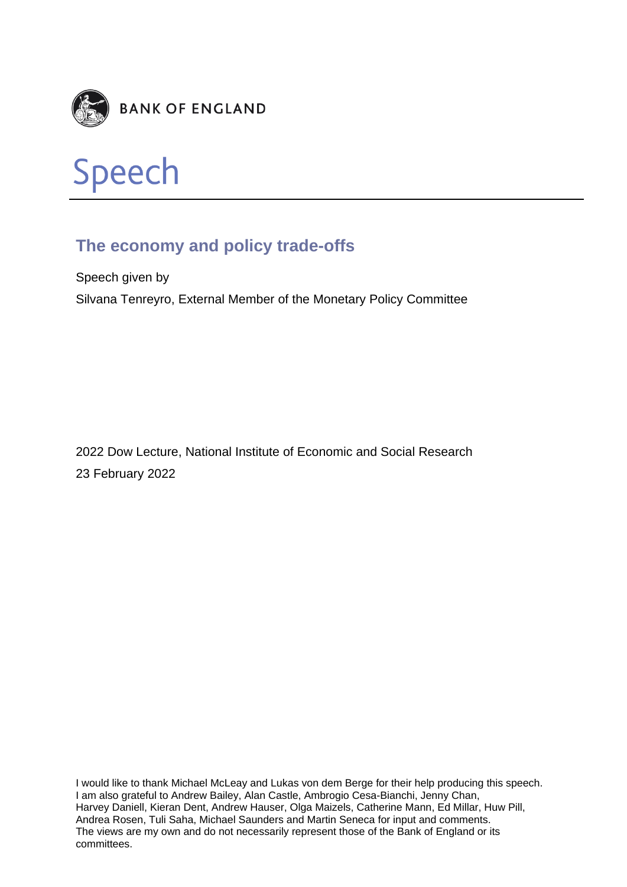BANK OF ENGLAND

# Speech

## The economy and policy trade-offs

Speech given by

Silvana Tenreyro, External Member of the Monetary Policy Committee

2022 Dow Lecture, National Institute of Economic and Social Research

23 February 2022

I would like to thank Michael McLeay and Lukas von dem Berge for their help producing this speech. I am also grateful to Andrew Bailey, Alan Castle, Ambrogio Cesa-Bianchi, Jenny Chan, Harvey Daniell, Kieran Dent, Andrew Hauser, Olga Maizels, Catherine Mann, Ed Millar, Huw Pill, Andrea Rosen, Tuli Saha, Michael Saunders and Martin Seneca for input and comments. The views are my own and do not necessarily represent those of the Bank of England or its committees.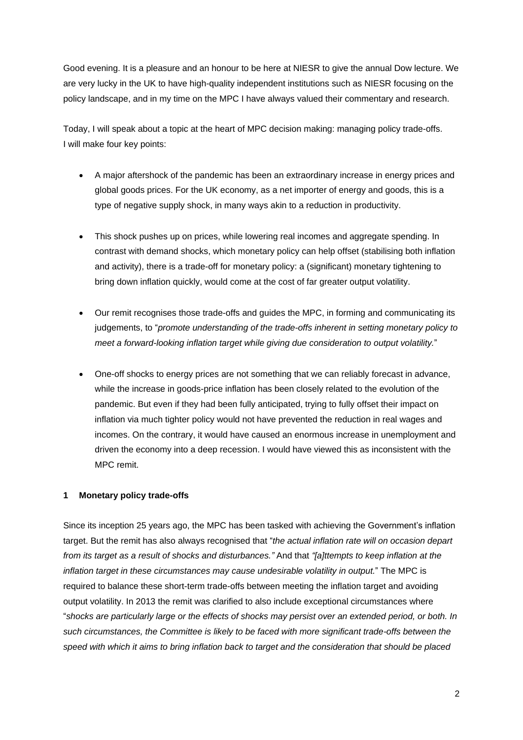Good evening. It is a pleasure and an honour to be here at NIESR to give the annual Dow lecture. We are very lucky in the UK to have high-quality independent institutions such as NIESR focusing on the policy landscape, and in my time on the MPC I have always valued their commentary and research.

Today, I will speak about a topic at the heart of MPC decision making: managing policy trade-offs. I will make four key points:

- A major aftershock of the pandemic has been an extraordinary increase in energy prices and global goods prices. For the UK economy, as a net importer of energy and goods, this is a type of negative supply shock, in many ways akin to a reduction in productivity.
- This shock pushes up on prices, while lowering real incomes and aggregate spending. In contrast with demand shocks, which monetary policy can help offset (stabilising both inflation and activity), there is a trade-off for monetary policy: a (significant) monetary tightening to bring down inflation quickly, would come at the cost of far greater output volatility.
- Our remit recognises those trade-offs and guides the MPC, in forming and communicating its judgements, to "*promote understanding of the trade-offs inherent in setting monetary policy to meet a forward-looking inflation target while giving due consideration to output volatility.*"
- One-off shocks to energy prices are not something that we can reliably forecast in advance, while the increase in goods-price inflation has been closely related to the evolution of the pandemic. But even if they had been fully anticipated, trying to fully offset their impact on inflation via much tighter policy would not have prevented the reduction in real wages and incomes. On the contrary, it would have caused an enormous increase in unemployment and driven the economy into a deep recession. I would have viewed this as inconsistent with the MPC remit.

## 1 Monetary policy trade-offs

Since its inception 25 years ago, the MPC has been tasked with achieving the Government's inflation target. But the remit has also always recognised that "*the actual inflation rate will on occasion depart from its target as a result of shocks and disturbances.*" And that *"[a]ttempts to keep inflation at the inflation target in these circumstances may cause undesirable volatility in output.*" The MPC is required to balance these short-term trade-offs between meeting the inflation target and avoiding output volatility. In 2013 the remit was clarified to also include exceptional circumstances where "*shocks are particularly large or the effects of shocks may persist over an extended period, or both. In such circumstances, the Committee is likely to be faced with more significant trade-offs between the speed with which it aims to bring inflation back to target and the consideration that should be placed*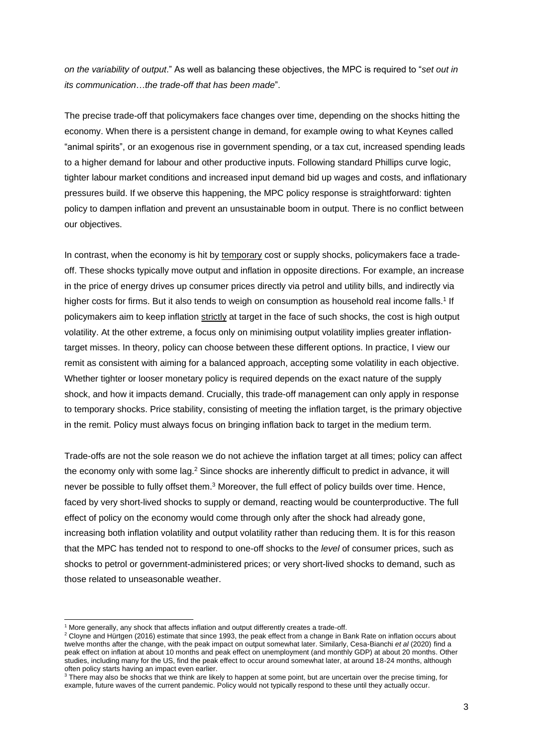*on the variability of output*." As well as balancing these objectives, the MPC is required to "*set out in its communication…the trade-off that has been made*".

The precise trade-off that policymakers face changes over time, depending on the shocks hitting the economy. When there is a persistent change in demand, for example owing to what Keynes called "animal spirits", or an exogenous rise in government spending, or a tax cut, increased spending leads to a higher demand for labour and other productive inputs. Following standard Phillips curve logic, tighter labour market conditions and increased input demand bid up wages and costs, and inflationary pressures build. If we observe this happening, the MPC policy response is straightforward: tighten policy to dampen inflation and prevent an unsustainable boom in output. There is no conflict between our objectives.

In contrast, when the economy is hit by temporary cost or supply shocks, policymakers face a trade-off. These shocks typically move output and inflation in opposite directions. For example, an increase in the price of energy drives up consumer prices directly via petrol and utility bills, and indirectly via higher costs for firms. But it also tends to weigh on consumption as household real income falls.[1] If policymakers aim to keep inflation strictly at target in the face of such shocks, the cost is high output volatility. At the other extreme, a focus only on minimising output volatility implies greater inflation-target misses. In theory, policy can choose between these different options. In practice, I view our remit as consistent with aiming for a balanced approach, accepting some volatility in each objective. Whether tighter or looser monetary policy is required depends on the exact nature of the supply shock, and how it impacts demand. Crucially, this trade-off management can only apply in response to temporary shocks. Price stability, consisting of meeting the inflation target, is the primary objective in the remit. Policy must always focus on bringing inflation back to target in the medium term.

Trade-offs are not the sole reason we do not achieve the inflation target at all times; policy can affect the economy only with some lag.[2] Since shocks are inherently difficult to predict in advance, it will never be possible to fully offset them.[3] Moreover, the full effect of policy builds over time. Hence, faced by very short-lived shocks to supply or demand, reacting would be counterproductive. The full effect of policy on the economy would come through only after the shock had already gone, increasing both inflation volatility and output volatility rather than reducing them. It is for this reason that the MPC has tended not to respond to one-off shocks to the *level* of consumer prices, such as shocks to petrol or government-administered prices; or very short-lived shocks to demand, such as those related to unseasonable weather.

---

[1] More generally, any shock that affects inflation and output differently creates a trade-off.

[2] Cloyne and Hürtgen (2016) estimate that since 1993, the peak effect from a change in Bank Rate on inflation occurs about twelve months after the change, with the peak impact on output somewhat later. Similarly, Cesa-Bianchi *et al* (2020) find a peak effect on inflation at about 10 months and peak effect on unemployment (and monthly GDP) at about 20 months. Other studies, including many for the US, find the peak effect to occur around somewhat later, at around 18-24 months, although often policy starts having an impact even earlier.

[3] There may also be shocks that we think are likely to happen at some point, but are uncertain over the precise timing, for example, future waves of the current pandemic. Policy would not typically respond to these until they actually occur.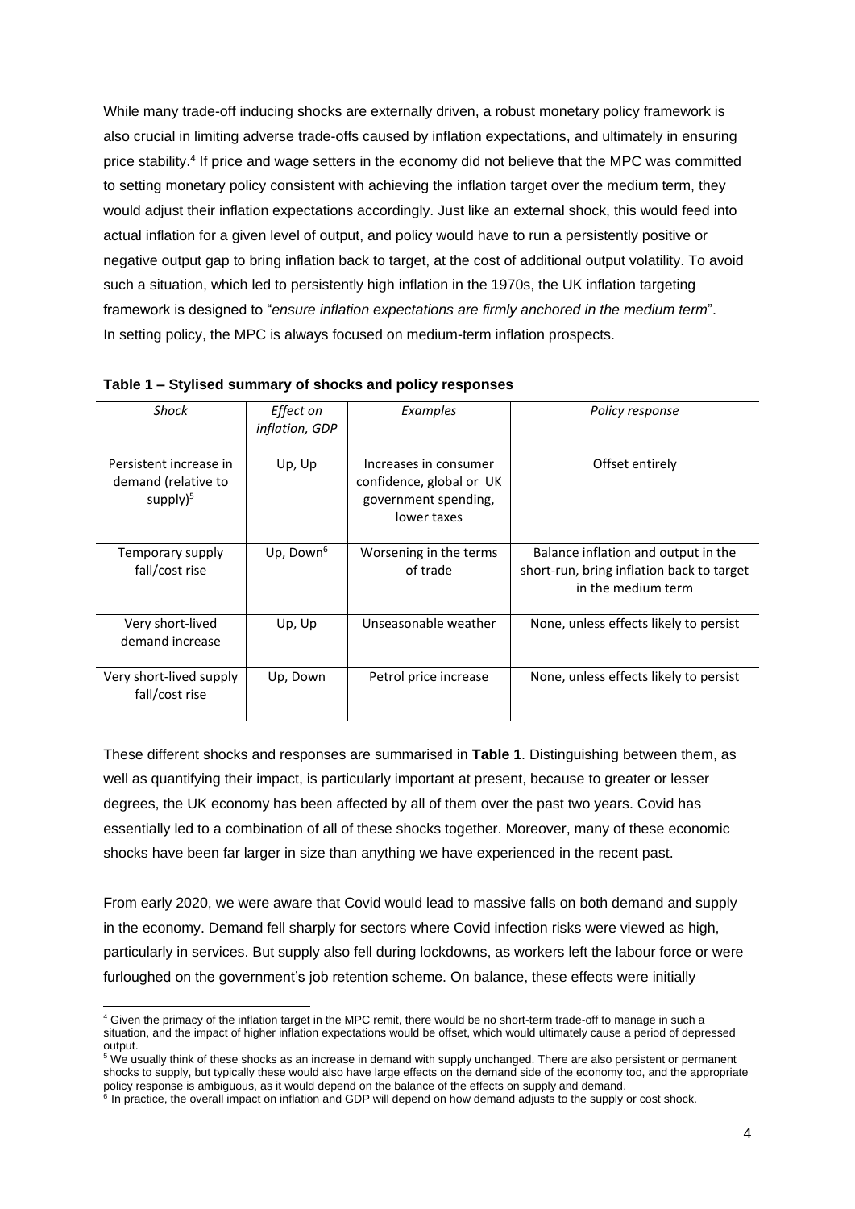While many trade-off inducing shocks are externally driven, a robust monetary policy framework is also crucial in limiting adverse trade-offs caused by inflation expectations, and ultimately in ensuring price stability.[4] If price and wage setters in the economy did not believe that the MPC was committed to setting monetary policy consistent with achieving the inflation target over the medium term, they would adjust their inflation expectations accordingly. Just like an external shock, this would feed into actual inflation for a given level of output, and policy would have to run a persistently positive or negative output gap to bring inflation back to target, at the cost of additional output volatility. To avoid such a situation, which led to persistently high inflation in the 1970s, the UK inflation targeting framework is designed to "*ensure inflation expectations are firmly anchored in the medium term*". In setting policy, the MPC is always focused on medium-term inflation prospects.

**Table 1 – Stylised summary of shocks and policy responses**

| *Shock* | *Effect on inflation, GDP* | *Examples* | *Policy response* |
|---|---|---|---|
| Persistent increase in demand (relative to supply)[5] | Up, Up | Increases in consumer confidence, global or UK government spending, lower taxes | Offset entirely |
| Temporary supply fall/cost rise | Up, Down[6] | Worsening in the terms of trade | Balance inflation and output in the short-run, bring inflation back to target in the medium term |
| Very short-lived demand increase | Up, Up | Unseasonable weather | None, unless effects likely to persist |
| Very short-lived supply fall/cost rise | Up, Down | Petrol price increase | None, unless effects likely to persist |

These different shocks and responses are summarised in **Table 1**. Distinguishing between them, as well as quantifying their impact, is particularly important at present, because to greater or lesser degrees, the UK economy has been affected by all of them over the past two years. Covid has essentially led to a combination of all of these shocks together. Moreover, many of these economic shocks have been far larger in size than anything we have experienced in the recent past.

From early 2020, we were aware that Covid would lead to massive falls on both demand and supply in the economy. Demand fell sharply for sectors where Covid infection risks were viewed as high, particularly in services. But supply also fell during lockdowns, as workers left the labour force or were furloughed on the government's job retention scheme. On balance, these effects were initially

[4] Given the primacy of the inflation target in the MPC remit, there would be no short-term trade-off to manage in such a situation, and the impact of higher inflation expectations would be offset, which would ultimately cause a period of depressed output.

[5] We usually think of these shocks as an increase in demand with supply unchanged. There are also persistent or permanent shocks to supply, but typically these would also have large effects on the demand side of the economy too, and the appropriate policy response is ambiguous, as it would depend on the balance of the effects on supply and demand.

[6] In practice, the overall impact on inflation and GDP will depend on how demand adjusts to the supply or cost shock.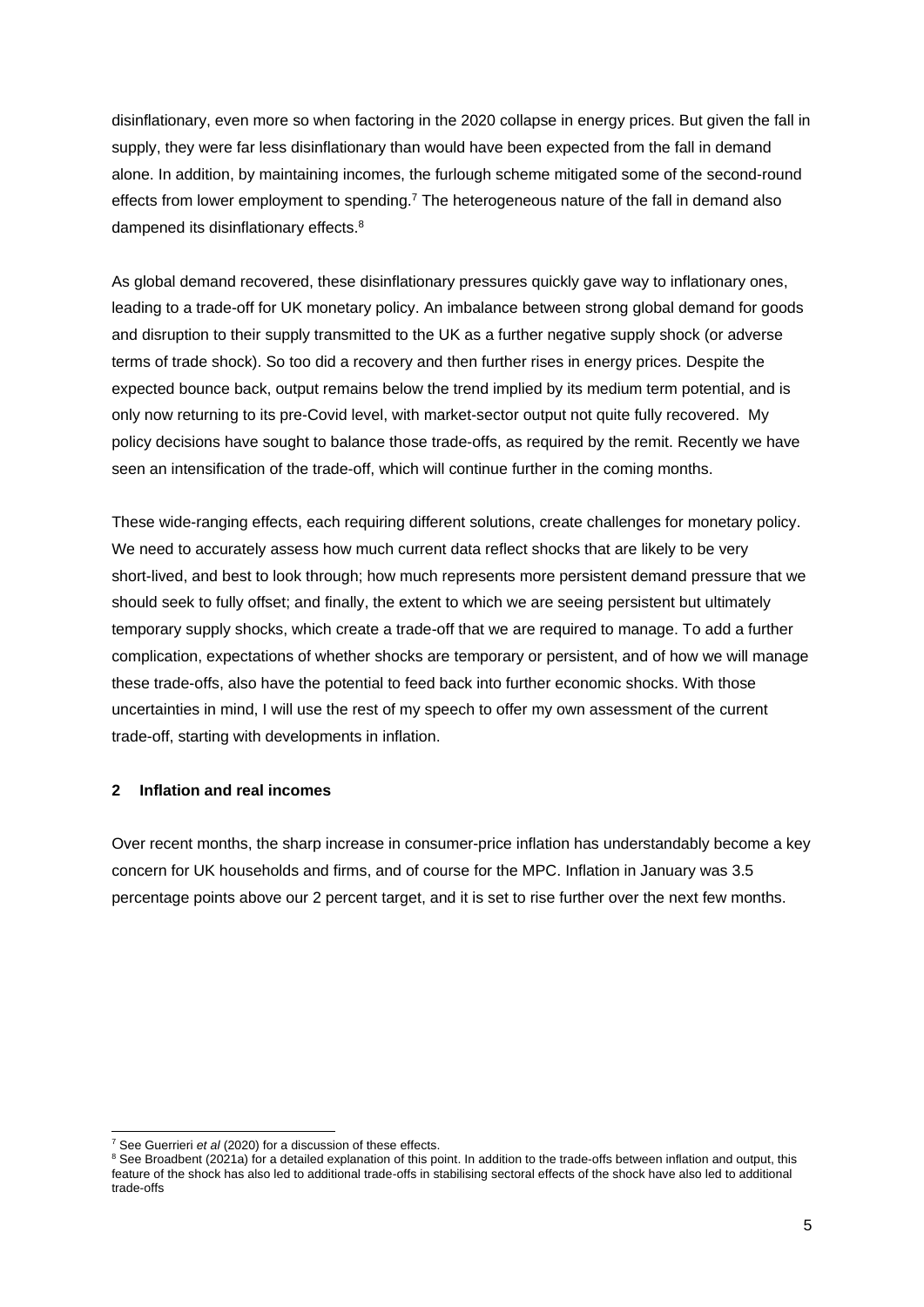disinflationary, even more so when factoring in the 2020 collapse in energy prices. But given the fall in supply, they were far less disinflationary than would have been expected from the fall in demand alone. In addition, by maintaining incomes, the furlough scheme mitigated some of the second-round effects from lower employment to spending.[7] The heterogeneous nature of the fall in demand also dampened its disinflationary effects.[8]

As global demand recovered, these disinflationary pressures quickly gave way to inflationary ones, leading to a trade-off for UK monetary policy. An imbalance between strong global demand for goods and disruption to their supply transmitted to the UK as a further negative supply shock (or adverse terms of trade shock). So too did a recovery and then further rises in energy prices. Despite the expected bounce back, output remains below the trend implied by its medium term potential, and is only now returning to its pre-Covid level, with market-sector output not quite fully recovered. My policy decisions have sought to balance those trade-offs, as required by the remit. Recently we have seen an intensification of the trade-off, which will continue further in the coming months.

These wide-ranging effects, each requiring different solutions, create challenges for monetary policy. We need to accurately assess how much current data reflect shocks that are likely to be very short-lived, and best to look through; how much represents more persistent demand pressure that we should seek to fully offset; and finally, the extent to which we are seeing persistent but ultimately temporary supply shocks, which create a trade-off that we are required to manage. To add a further complication, expectations of whether shocks are temporary or persistent, and of how we will manage these trade-offs, also have the potential to feed back into further economic shocks. With those uncertainties in mind, I will use the rest of my speech to offer my own assessment of the current trade-off, starting with developments in inflation.

## 2 Inflation and real incomes

Over recent months, the sharp increase in consumer-price inflation has understandably become a key concern for UK households and firms, and of course for the MPC. Inflation in January was 3.5 percentage points above our 2 percent target, and it is set to rise further over the next few months.

---

[7] See Guerrieri *et al* (2020) for a discussion of these effects.

[8] See Broadbent (2021a) for a detailed explanation of this point. In addition to the trade-offs between inflation and output, this feature of the shock has also led to additional trade-offs in stabilising sectoral effects of the shock have also led to additional trade-offs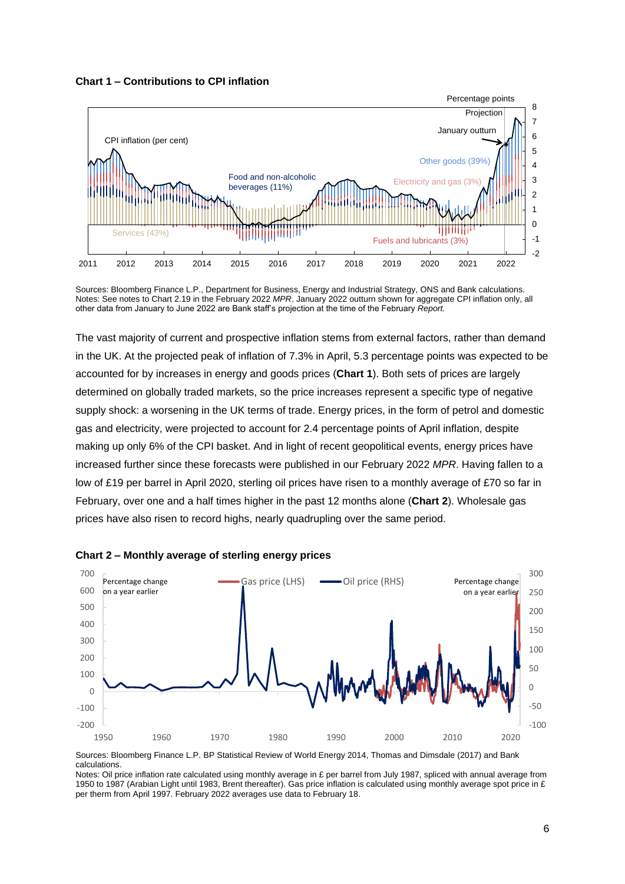**Chart 1 – Contributions to CPI inflation**

Sources: Bloomberg Finance L.P., Department for Business, Energy and Industrial Strategy, ONS and Bank calculations.
Notes: See notes to Chart 2.19 in the February 2022 *MPR*. January 2022 outturn shown for aggregate CPI inflation only, all other data from January to June 2022 are Bank staff's projection at the time of the February *Report.*

The vast majority of current and prospective inflation stems from external factors, rather than demand in the UK. At the projected peak of inflation of 7.3% in April, 5.3 percentage points was expected to be accounted for by increases in energy and goods prices (**Chart 1**). Both sets of prices are largely determined on globally traded markets, so the price increases represent a specific type of negative supply shock: a worsening in the UK terms of trade. Energy prices, in the form of petrol and domestic gas and electricity, were projected to account for 2.4 percentage points of April inflation, despite making up only 6% of the CPI basket. And in light of recent geopolitical events, energy prices have increased further since these forecasts were published in our February 2022 *MPR*. Having fallen to a low of £19 per barrel in April 2020, sterling oil prices have risen to a monthly average of £70 so far in February, over one and a half times higher in the past 12 months alone (**Chart 2**). Wholesale gas prices have also risen to record highs, nearly quadrupling over the same period.

**Chart 2 – Monthly average of sterling energy prices**

Sources: Bloomberg Finance L.P. BP Statistical Review of World Energy 2014, Thomas and Dimsdale (2017) and Bank calculations.
Notes: Oil price inflation rate calculated using monthly average in £ per barrel from July 1987, spliced with annual average from 1950 to 1987 (Arabian Light until 1983, Brent thereafter). Gas price inflation is calculated using monthly average spot price in £ per therm from April 1997. February 2022 averages use data to February 18.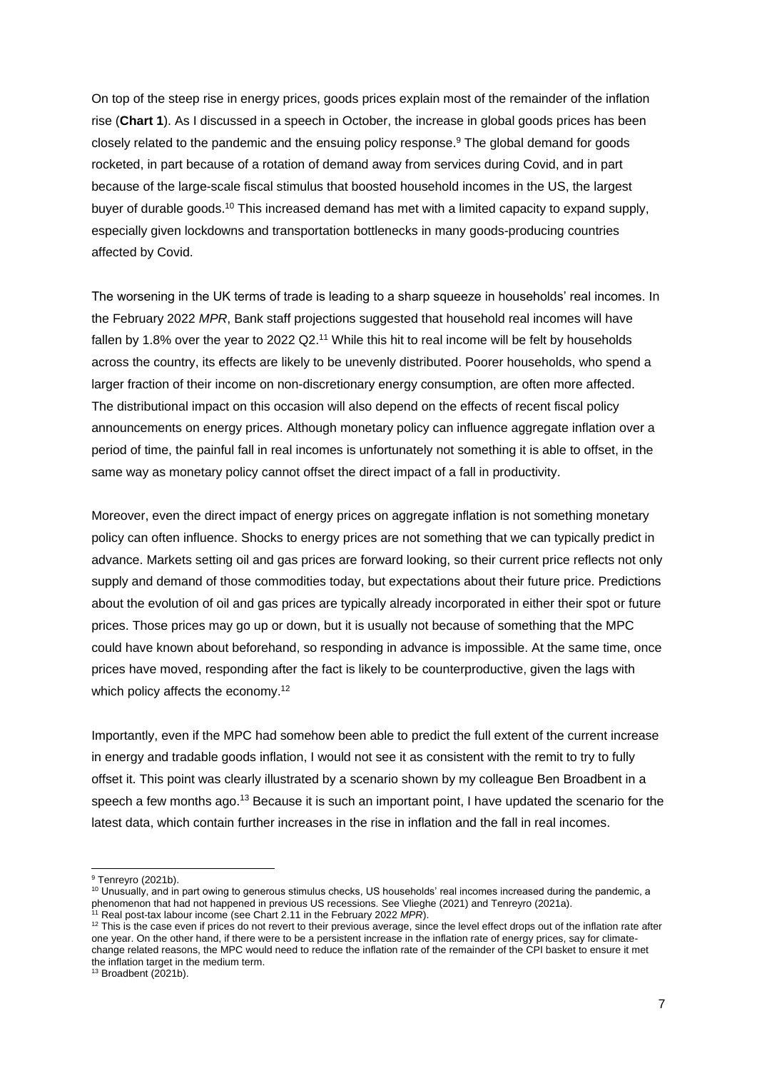On top of the steep rise in energy prices, goods prices explain most of the remainder of the inflation rise (**Chart 1**). As I discussed in a speech in October, the increase in global goods prices has been closely related to the pandemic and the ensuing policy response.[9] The global demand for goods rocketed, in part because of a rotation of demand away from services during Covid, and in part because of the large-scale fiscal stimulus that boosted household incomes in the US, the largest buyer of durable goods.[10] This increased demand has met with a limited capacity to expand supply, especially given lockdowns and transportation bottlenecks in many goods-producing countries affected by Covid.

The worsening in the UK terms of trade is leading to a sharp squeeze in households' real incomes. In the February 2022 *MPR*, Bank staff projections suggested that household real incomes will have fallen by 1.8% over the year to 2022 Q2.[11] While this hit to real income will be felt by households across the country, its effects are likely to be unevenly distributed. Poorer households, who spend a larger fraction of their income on non-discretionary energy consumption, are often more affected. The distributional impact on this occasion will also depend on the effects of recent fiscal policy announcements on energy prices. Although monetary policy can influence aggregate inflation over a period of time, the painful fall in real incomes is unfortunately not something it is able to offset, in the same way as monetary policy cannot offset the direct impact of a fall in productivity.

Moreover, even the direct impact of energy prices on aggregate inflation is not something monetary policy can often influence. Shocks to energy prices are not something that we can typically predict in advance. Markets setting oil and gas prices are forward looking, so their current price reflects not only supply and demand of those commodities today, but expectations about their future price. Predictions about the evolution of oil and gas prices are typically already incorporated in either their spot or future prices. Those prices may go up or down, but it is usually not because of something that the MPC could have known about beforehand, so responding in advance is impossible. At the same time, once prices have moved, responding after the fact is likely to be counterproductive, given the lags with which policy affects the economy.[12]

Importantly, even if the MPC had somehow been able to predict the full extent of the current increase in energy and tradable goods inflation, I would not see it as consistent with the remit to try to fully offset it. This point was clearly illustrated by a scenario shown by my colleague Ben Broadbent in a speech a few months ago.[13] Because it is such an important point, I have updated the scenario for the latest data, which contain further increases in the rise in inflation and the fall in real incomes.

---

[9] Tenreyro (2021b).

[10] Unusually, and in part owing to generous stimulus checks, US households' real incomes increased during the pandemic, a phenomenon that had not happened in previous US recessions. See Vlieghe (2021) and Tenreyro (2021a).

[11] Real post-tax labour income (see Chart 2.11 in the February 2022 *MPR*).

[12] This is the case even if prices do not revert to their previous average, since the level effect drops out of the inflation rate after one year. On the other hand, if there were to be a persistent increase in the inflation rate of energy prices, say for climate-change related reasons, the MPC would need to reduce the inflation rate of the remainder of the CPI basket to ensure it met the inflation target in the medium term.

[13] Broadbent (2021b).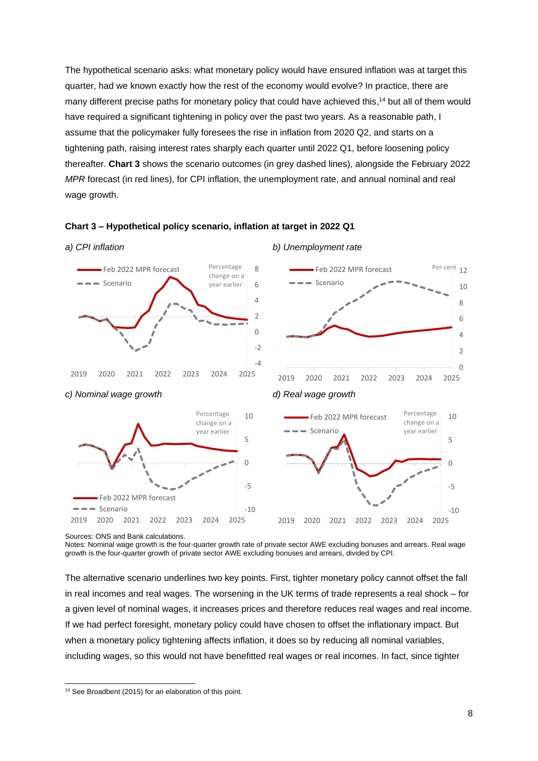The hypothetical scenario asks: what monetary policy would have ensured inflation was at target this quarter, had we known exactly how the rest of the economy would evolve? In practice, there are many different precise paths for monetary policy that could have achieved this,[14] but all of them would have required a significant tightening in policy over the past two years. As a reasonable path, I assume that the policymaker fully foresees the rise in inflation from 2020 Q2, and starts on a tightening path, raising interest rates sharply each quarter until 2022 Q1, before loosening policy thereafter. **Chart 3** shows the scenario outcomes (in grey dashed lines), alongside the February 2022 *MPR* forecast (in red lines), for CPI inflation, the unemployment rate, and annual nominal and real wage growth.

**Chart 3 – Hypothetical policy scenario, inflation at target in 2022 Q1**

*a) CPI inflation*

*b) Unemployment rate*

*c) Nominal wage growth*

*d) Real wage growth*

Sources: ONS and Bank calculations.
Notes: Nominal wage growth is the four-quarter growth rate of private sector AWE excluding bonuses and arrears. Real wage growth is the four-quarter growth of private sector AWE excluding bonuses and arrears, divided by CPI.

The alternative scenario underlines two key points. First, tighter monetary policy cannot offset the fall in real incomes and real wages. The worsening in the UK terms of trade represents a real shock – for a given level of nominal wages, it increases prices and therefore reduces real wages and real income. If we had perfect foresight, monetary policy could have chosen to offset the inflationary impact. But when a monetary policy tightening affects inflation, it does so by reducing all nominal variables, including wages, so this would not have benefitted real wages or real incomes. In fact, since tighter

[14] See Broadbent (2015) for an elaboration of this point.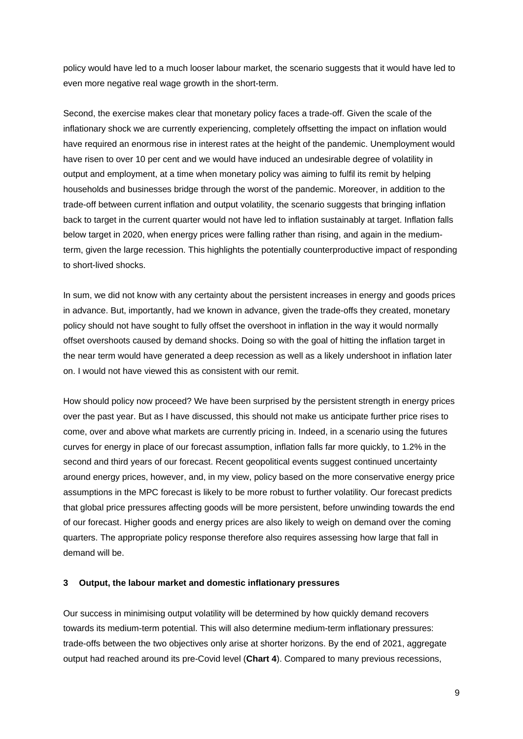policy would have led to a much looser labour market, the scenario suggests that it would have led to even more negative real wage growth in the short-term.

Second, the exercise makes clear that monetary policy faces a trade-off. Given the scale of the inflationary shock we are currently experiencing, completely offsetting the impact on inflation would have required an enormous rise in interest rates at the height of the pandemic. Unemployment would have risen to over 10 per cent and we would have induced an undesirable degree of volatility in output and employment, at a time when monetary policy was aiming to fulfil its remit by helping households and businesses bridge through the worst of the pandemic. Moreover, in addition to the trade-off between current inflation and output volatility, the scenario suggests that bringing inflation back to target in the current quarter would not have led to inflation sustainably at target. Inflation falls below target in 2020, when energy prices were falling rather than rising, and again in the medium-term, given the large recession. This highlights the potentially counterproductive impact of responding to short-lived shocks.

In sum, we did not know with any certainty about the persistent increases in energy and goods prices in advance. But, importantly, had we known in advance, given the trade-offs they created, monetary policy should not have sought to fully offset the overshoot in inflation in the way it would normally offset overshoots caused by demand shocks. Doing so with the goal of hitting the inflation target in the near term would have generated a deep recession as well as a likely undershoot in inflation later on. I would not have viewed this as consistent with our remit.

How should policy now proceed? We have been surprised by the persistent strength in energy prices over the past year. But as I have discussed, this should not make us anticipate further price rises to come, over and above what markets are currently pricing in. Indeed, in a scenario using the futures curves for energy in place of our forecast assumption, inflation falls far more quickly, to 1.2% in the second and third years of our forecast. Recent geopolitical events suggest continued uncertainty around energy prices, however, and, in my view, policy based on the more conservative energy price assumptions in the MPC forecast is likely to be more robust to further volatility. Our forecast predicts that global price pressures affecting goods will be more persistent, before unwinding towards the end of our forecast. Higher goods and energy prices are also likely to weigh on demand over the coming quarters. The appropriate policy response therefore also requires assessing how large that fall in demand will be.

### 3 Output, the labour market and domestic inflationary pressures

Our success in minimising output volatility will be determined by how quickly demand recovers towards its medium-term potential. This will also determine medium-term inflationary pressures: trade-offs between the two objectives only arise at shorter horizons. By the end of 2021, aggregate output had reached around its pre-Covid level (**Chart 4**). Compared to many previous recessions,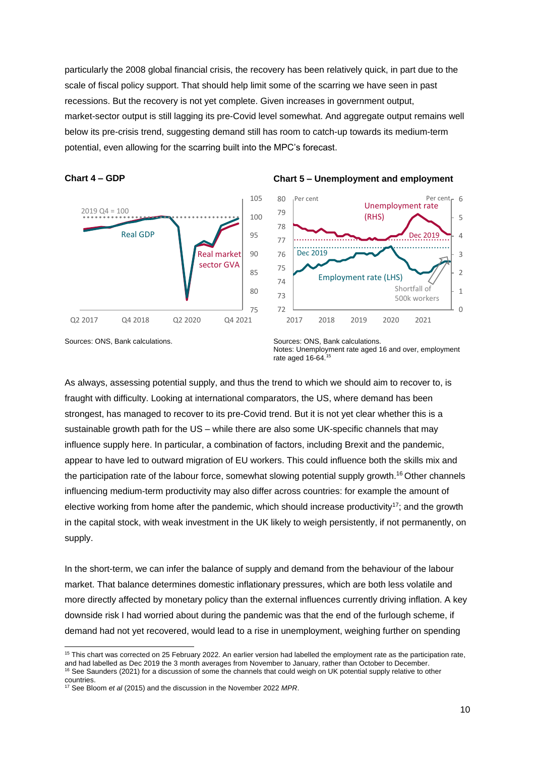particularly the 2008 global financial crisis, the recovery has been relatively quick, in part due to the scale of fiscal policy support. That should help limit some of the scarring we have seen in past recessions. But the recovery is not yet complete. Given increases in government output, market-sector output is still lagging its pre-Covid level somewhat. And aggregate output remains well below its pre-crisis trend, suggesting demand still has room to catch-up towards its medium-term potential, even allowing for the scarring built into the MPC's forecast.

**Chart 4 – GDP**

Sources: ONS, Bank calculations.

**Chart 5 – Unemployment and employment**

Sources: ONS, Bank calculations.
Notes: Unemployment rate aged 16 and over, employment rate aged 16-64.[15]

As always, assessing potential supply, and thus the trend to which we should aim to recover to, is fraught with difficulty. Looking at international comparators, the US, where demand has been strongest, has managed to recover to its pre-Covid trend. But it is not yet clear whether this is a sustainable growth path for the US – while there are also some UK-specific channels that may influence supply here. In particular, a combination of factors, including Brexit and the pandemic, appear to have led to outward migration of EU workers. This could influence both the skills mix and the participation rate of the labour force, somewhat slowing potential supply growth.[16] Other channels influencing medium-term productivity may also differ across countries: for example the amount of elective working from home after the pandemic, which should increase productivity[17]; and the growth in the capital stock, with weak investment in the UK likely to weigh persistently, if not permanently, on supply.

In the short-term, we can infer the balance of supply and demand from the behaviour of the labour market. That balance determines domestic inflationary pressures, which are both less volatile and more directly affected by monetary policy than the external influences currently driving inflation. A key downside risk I had worried about during the pandemic was that the end of the furlough scheme, if demand had not yet recovered, would lead to a rise in unemployment, weighing further on spending

[15] This chart was corrected on 25 February 2022. An earlier version had labelled the employment rate as the participation rate, and had labelled as Dec 2019 the 3 month averages from November to January, rather than October to December.
[16] See Saunders (2021) for a discussion of some the channels that could weigh on UK potential supply relative to other countries.
[17] See Bloom *et al* (2015) and the discussion in the November 2022 *MPR*.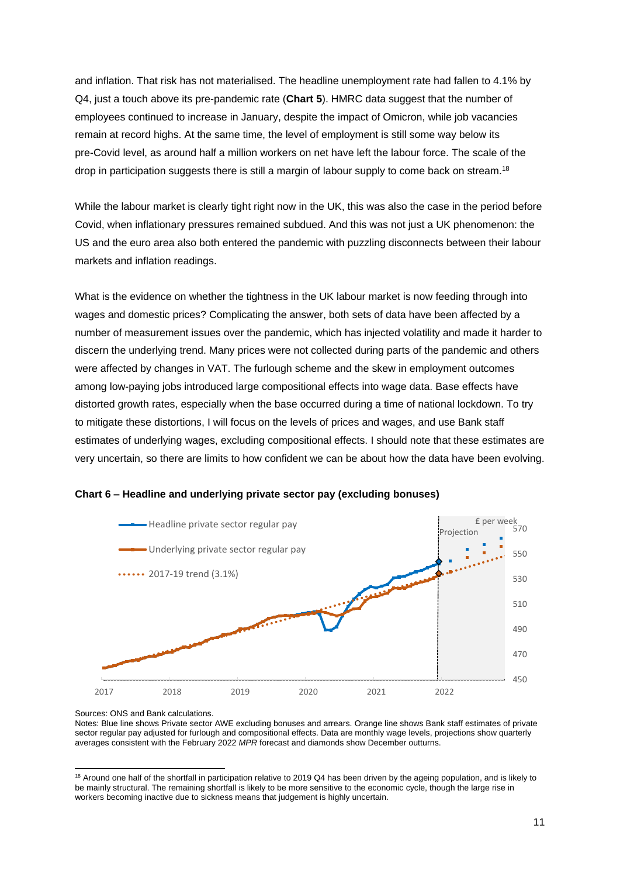and inflation. That risk has not materialised. The headline unemployment rate had fallen to 4.1% by Q4, just a touch above its pre-pandemic rate (**Chart 5**). HMRC data suggest that the number of employees continued to increase in January, despite the impact of Omicron, while job vacancies remain at record highs. At the same time, the level of employment is still some way below its pre-Covid level, as around half a million workers on net have left the labour force. The scale of the drop in participation suggests there is still a margin of labour supply to come back on stream.[18]

While the labour market is clearly tight right now in the UK, this was also the case in the period before Covid, when inflationary pressures remained subdued. And this was not just a UK phenomenon: the US and the euro area also both entered the pandemic with puzzling disconnects between their labour markets and inflation readings.

What is the evidence on whether the tightness in the UK labour market is now feeding through into wages and domestic prices? Complicating the answer, both sets of data have been affected by a number of measurement issues over the pandemic, which has injected volatility and made it harder to discern the underlying trend. Many prices were not collected during parts of the pandemic and others were affected by changes in VAT. The furlough scheme and the skew in employment outcomes among low-paying jobs introduced large compositional effects into wage data. Base effects have distorted growth rates, especially when the base occurred during a time of national lockdown. To try to mitigate these distortions, I will focus on the levels of prices and wages, and use Bank staff estimates of underlying wages, excluding compositional effects. I should note that these estimates are very uncertain, so there are limits to how confident we can be about how the data have been evolving.

**Chart 6 – Headline and underlying private sector pay (excluding bonuses)**

Sources: ONS and Bank calculations.

Notes: Blue line shows Private sector AWE excluding bonuses and arrears. Orange line shows Bank staff estimates of private sector regular pay adjusted for furlough and compositional effects. Data are monthly wage levels, projections show quarterly averages consistent with the February 2022 *MPR* forecast and diamonds show December outturns.

---

[18] Around one half of the shortfall in participation relative to 2019 Q4 has been driven by the ageing population, and is likely to be mainly structural. The remaining shortfall is likely to be more sensitive to the economic cycle, though the large rise in workers becoming inactive due to sickness means that judgement is highly uncertain.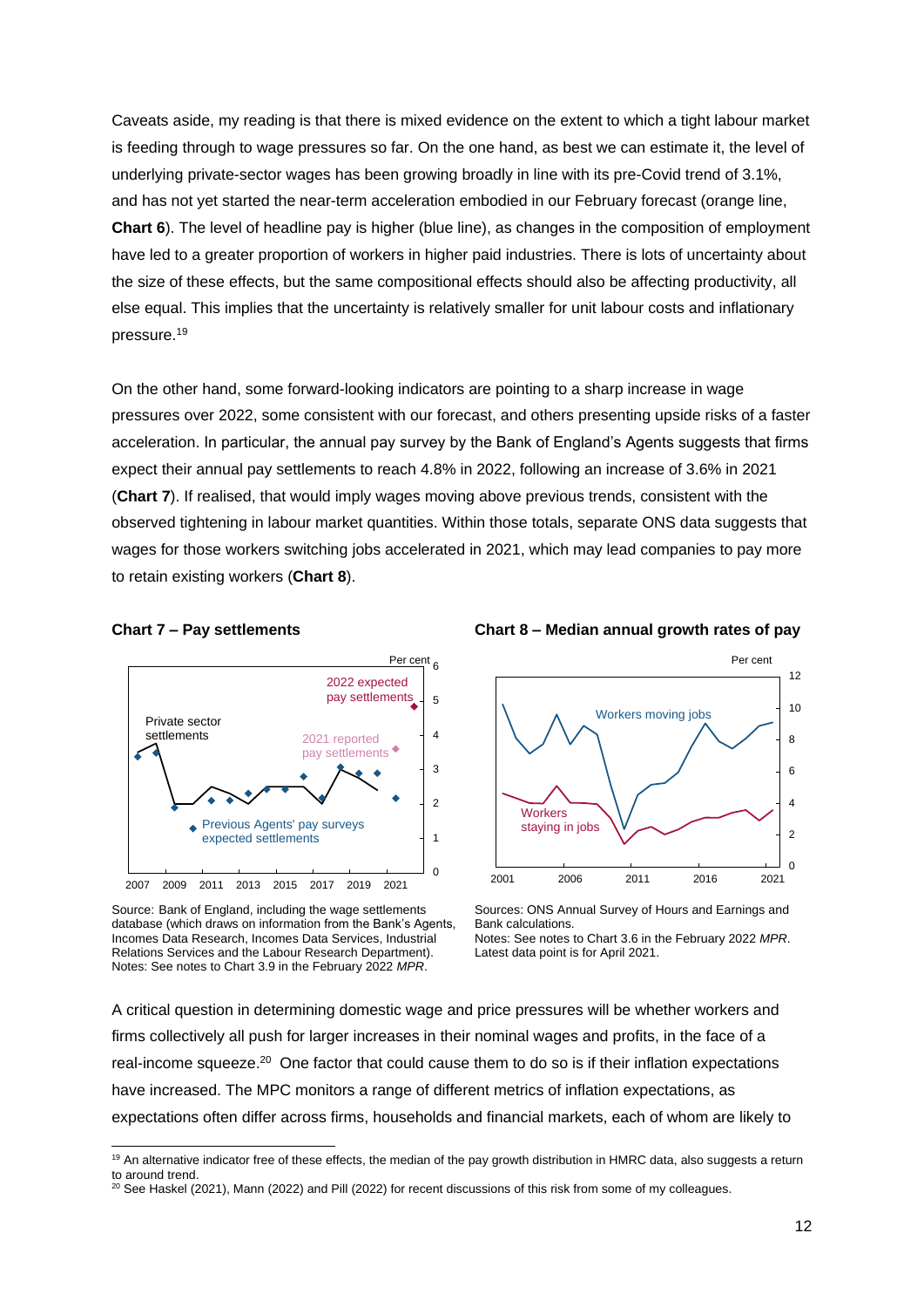Caveats aside, my reading is that there is mixed evidence on the extent to which a tight labour market is feeding through to wage pressures so far. On the one hand, as best we can estimate it, the level of underlying private-sector wages has been growing broadly in line with its pre-Covid trend of 3.1%, and has not yet started the near-term acceleration embodied in our February forecast (orange line, **Chart 6**). The level of headline pay is higher (blue line), as changes in the composition of employment have led to a greater proportion of workers in higher paid industries. There is lots of uncertainty about the size of these effects, but the same compositional effects should also be affecting productivity, all else equal. This implies that the uncertainty is relatively smaller for unit labour costs and inflationary pressure.[19]

On the other hand, some forward-looking indicators are pointing to a sharp increase in wage pressures over 2022, some consistent with our forecast, and others presenting upside risks of a faster acceleration. In particular, the annual pay survey by the Bank of England's Agents suggests that firms expect their annual pay settlements to reach 4.8% in 2022, following an increase of 3.6% in 2021 (**Chart 7**). If realised, that would imply wages moving above previous trends, consistent with the observed tightening in labour market quantities. Within those totals, separate ONS data suggests that wages for those workers switching jobs accelerated in 2021, which may lead companies to pay more to retain existing workers (**Chart 8**).

**Chart 7 – Pay settlements**

Source: Bank of England, including the wage settlements database (which draws on information from the Bank's Agents, Incomes Data Research, Incomes Data Services, Industrial Relations Services and the Labour Research Department). Notes: See notes to Chart 3.9 in the February 2022 *MPR*.

**Chart 8 – Median annual growth rates of pay**

Sources: ONS Annual Survey of Hours and Earnings and Bank calculations.
Notes: See notes to Chart 3.6 in the February 2022 *MPR*. Latest data point is for April 2021.

A critical question in determining domestic wage and price pressures will be whether workers and firms collectively all push for larger increases in their nominal wages and profits, in the face of a real-income squeeze.[20] One factor that could cause them to do so is if their inflation expectations have increased. The MPC monitors a range of different metrics of inflation expectations, as expectations often differ across firms, households and financial markets, each of whom are likely to

[19] An alternative indicator free of these effects, the median of the pay growth distribution in HMRC data, also suggests a return to around trend.

[20] See Haskel (2021), Mann (2022) and Pill (2022) for recent discussions of this risk from some of my colleagues.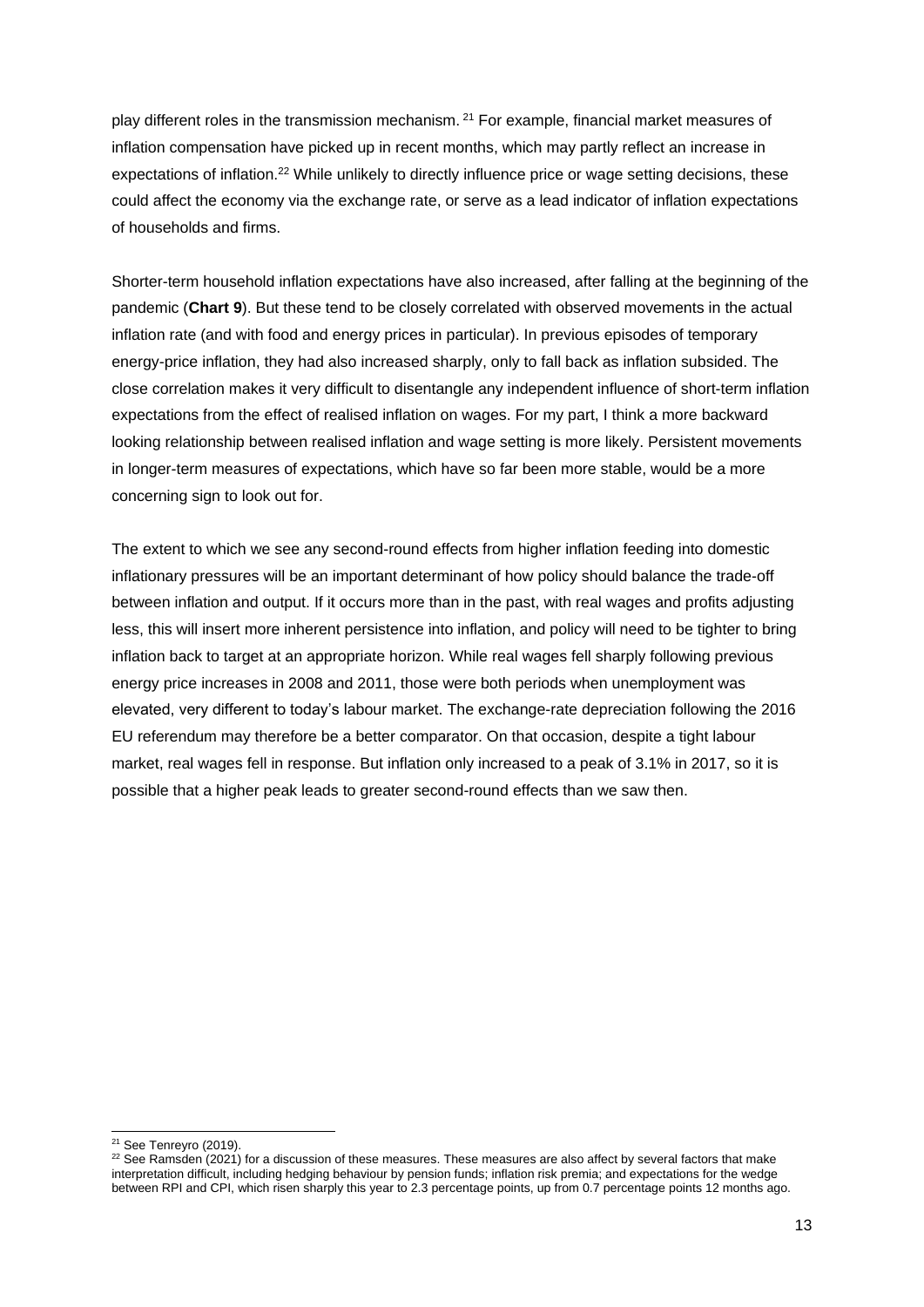play different roles in the transmission mechanism. [21] For example, financial market measures of inflation compensation have picked up in recent months, which may partly reflect an increase in expectations of inflation.[22] While unlikely to directly influence price or wage setting decisions, these could affect the economy via the exchange rate, or serve as a lead indicator of inflation expectations of households and firms.

Shorter-term household inflation expectations have also increased, after falling at the beginning of the pandemic (**Chart 9**). But these tend to be closely correlated with observed movements in the actual inflation rate (and with food and energy prices in particular). In previous episodes of temporary energy-price inflation, they had also increased sharply, only to fall back as inflation subsided. The close correlation makes it very difficult to disentangle any independent influence of short-term inflation expectations from the effect of realised inflation on wages. For my part, I think a more backward looking relationship between realised inflation and wage setting is more likely. Persistent movements in longer-term measures of expectations, which have so far been more stable, would be a more concerning sign to look out for.

The extent to which we see any second-round effects from higher inflation feeding into domestic inflationary pressures will be an important determinant of how policy should balance the trade-off between inflation and output. If it occurs more than in the past, with real wages and profits adjusting less, this will insert more inherent persistence into inflation, and policy will need to be tighter to bring inflation back to target at an appropriate horizon. While real wages fell sharply following previous energy price increases in 2008 and 2011, those were both periods when unemployment was elevated, very different to today's labour market. The exchange-rate depreciation following the 2016 EU referendum may therefore be a better comparator. On that occasion, despite a tight labour market, real wages fell in response. But inflation only increased to a peak of 3.1% in 2017, so it is possible that a higher peak leads to greater second-round effects than we saw then.

---

[21] See Tenreyro (2019).

[22] See Ramsden (2021) for a discussion of these measures. These measures are also affect by several factors that make interpretation difficult, including hedging behaviour by pension funds; inflation risk premia; and expectations for the wedge between RPI and CPI, which risen sharply this year to 2.3 percentage points, up from 0.7 percentage points 12 months ago.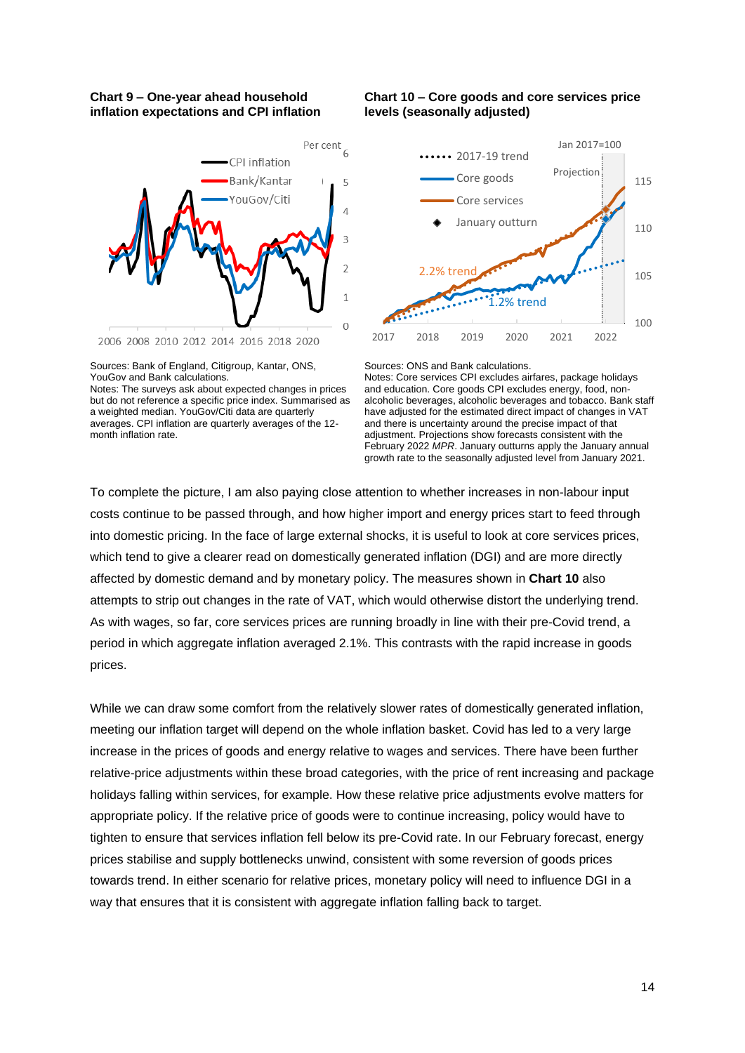**Chart 9 – One-year ahead household inflation expectations and CPI inflation**

Sources: Bank of England, Citigroup, Kantar, ONS, YouGov and Bank calculations.
Notes: The surveys ask about expected changes in prices but do not reference a specific price index. Summarised as a weighted median. YouGov/Citi data are quarterly averages. CPI inflation are quarterly averages of the 12-month inflation rate.

**Chart 10 – Core goods and core services price levels (seasonally adjusted)**

Sources: ONS and Bank calculations.
Notes: Core services CPI excludes airfares, package holidays and education. Core goods CPI excludes energy, food, non-alcoholic beverages, alcoholic beverages and tobacco. Bank staff have adjusted for the estimated direct impact of changes in VAT and there is uncertainty around the precise impact of that adjustment. Projections show forecasts consistent with the February 2022 *MPR*. January outturns apply the January annual growth rate to the seasonally adjusted level from January 2021.

To complete the picture, I am also paying close attention to whether increases in non-labour input costs continue to be passed through, and how higher import and energy prices start to feed through into domestic pricing. In the face of large external shocks, it is useful to look at core services prices, which tend to give a clearer read on domestically generated inflation (DGI) and are more directly affected by domestic demand and by monetary policy. The measures shown in **Chart 10** also attempts to strip out changes in the rate of VAT, which would otherwise distort the underlying trend. As with wages, so far, core services prices are running broadly in line with their pre-Covid trend, a period in which aggregate inflation averaged 2.1%. This contrasts with the rapid increase in goods prices.

While we can draw some comfort from the relatively slower rates of domestically generated inflation, meeting our inflation target will depend on the whole inflation basket. Covid has led to a very large increase in the prices of goods and energy relative to wages and services. There have been further relative-price adjustments within these broad categories, with the price of rent increasing and package holidays falling within services, for example. How these relative price adjustments evolve matters for appropriate policy. If the relative price of goods were to continue increasing, policy would have to tighten to ensure that services inflation fell below its pre-Covid rate. In our February forecast, energy prices stabilise and supply bottlenecks unwind, consistent with some reversion of goods prices towards trend. In either scenario for relative prices, monetary policy will need to influence DGI in a way that ensures that it is consistent with aggregate inflation falling back to target.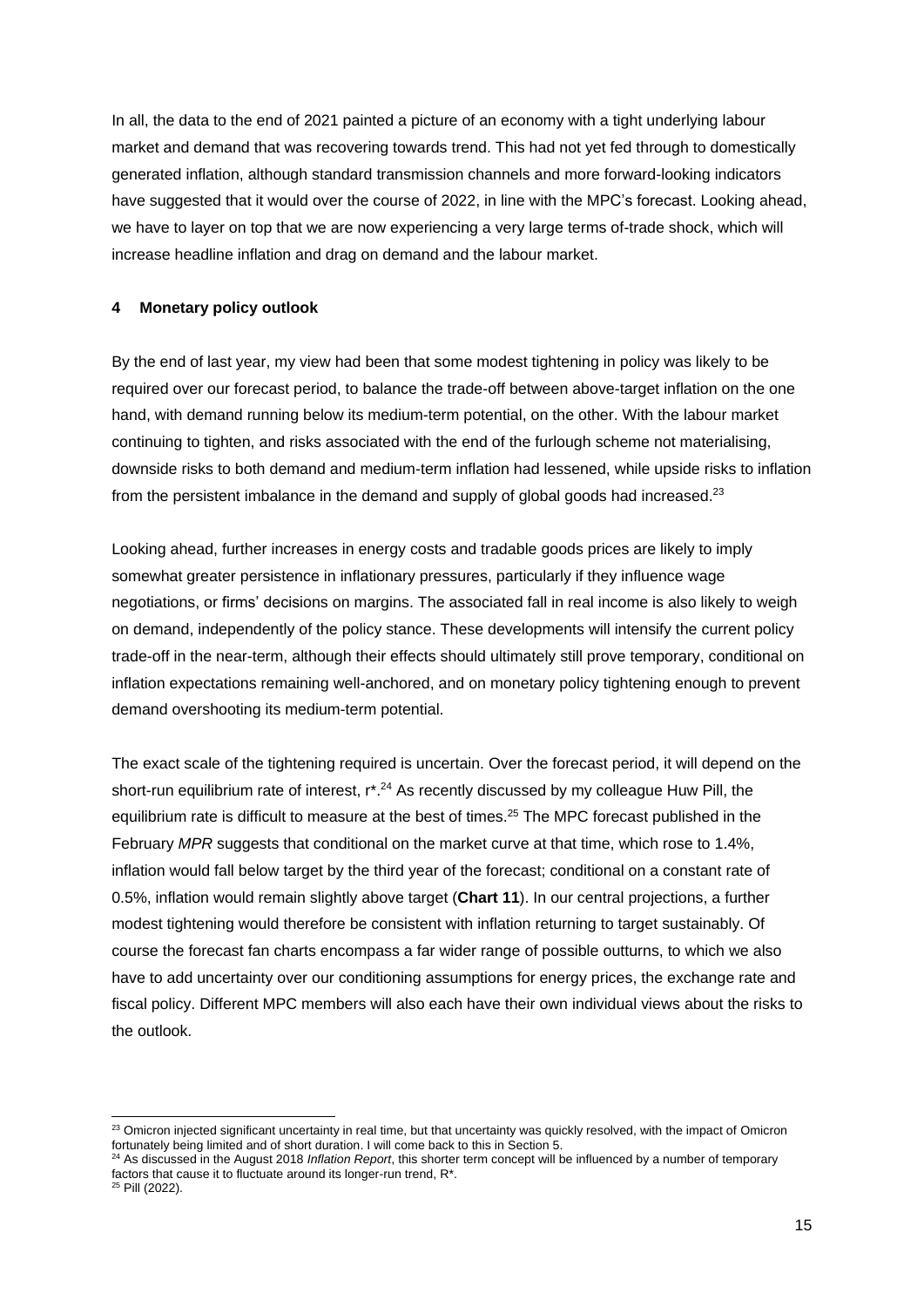In all, the data to the end of 2021 painted a picture of an economy with a tight underlying labour market and demand that was recovering towards trend. This had not yet fed through to domestically generated inflation, although standard transmission channels and more forward-looking indicators have suggested that it would over the course of 2022, in line with the MPC's forecast. Looking ahead, we have to layer on top that we are now experiencing a very large terms of-trade shock, which will increase headline inflation and drag on demand and the labour market.

## 4 Monetary policy outlook

By the end of last year, my view had been that some modest tightening in policy was likely to be required over our forecast period, to balance the trade-off between above-target inflation on the one hand, with demand running below its medium-term potential, on the other. With the labour market continuing to tighten, and risks associated with the end of the furlough scheme not materialising, downside risks to both demand and medium-term inflation had lessened, while upside risks to inflation from the persistent imbalance in the demand and supply of global goods had increased.[23]

Looking ahead, further increases in energy costs and tradable goods prices are likely to imply somewhat greater persistence in inflationary pressures, particularly if they influence wage negotiations, or firms' decisions on margins. The associated fall in real income is also likely to weigh on demand, independently of the policy stance. These developments will intensify the current policy trade-off in the near-term, although their effects should ultimately still prove temporary, conditional on inflation expectations remaining well-anchored, and on monetary policy tightening enough to prevent demand overshooting its medium-term potential.

The exact scale of the tightening required is uncertain. Over the forecast period, it will depend on the short-run equilibrium rate of interest, r*.[24] As recently discussed by my colleague Huw Pill, the equilibrium rate is difficult to measure at the best of times.[25] The MPC forecast published in the February *MPR* suggests that conditional on the market curve at that time, which rose to 1.4%, inflation would fall below target by the third year of the forecast; conditional on a constant rate of 0.5%, inflation would remain slightly above target (**Chart 11**). In our central projections, a further modest tightening would therefore be consistent with inflation returning to target sustainably. Of course the forecast fan charts encompass a far wider range of possible outturns, to which we also have to add uncertainty over our conditioning assumptions for energy prices, the exchange rate and fiscal policy. Different MPC members will also each have their own individual views about the risks to the outlook.

---

[23] Omicron injected significant uncertainty in real time, but that uncertainty was quickly resolved, with the impact of Omicron fortunately being limited and of short duration. I will come back to this in Section 5.

[24] As discussed in the August 2018 *Inflation Report*, this shorter term concept will be influenced by a number of temporary factors that cause it to fluctuate around its longer-run trend, R*.

[25] Pill (2022).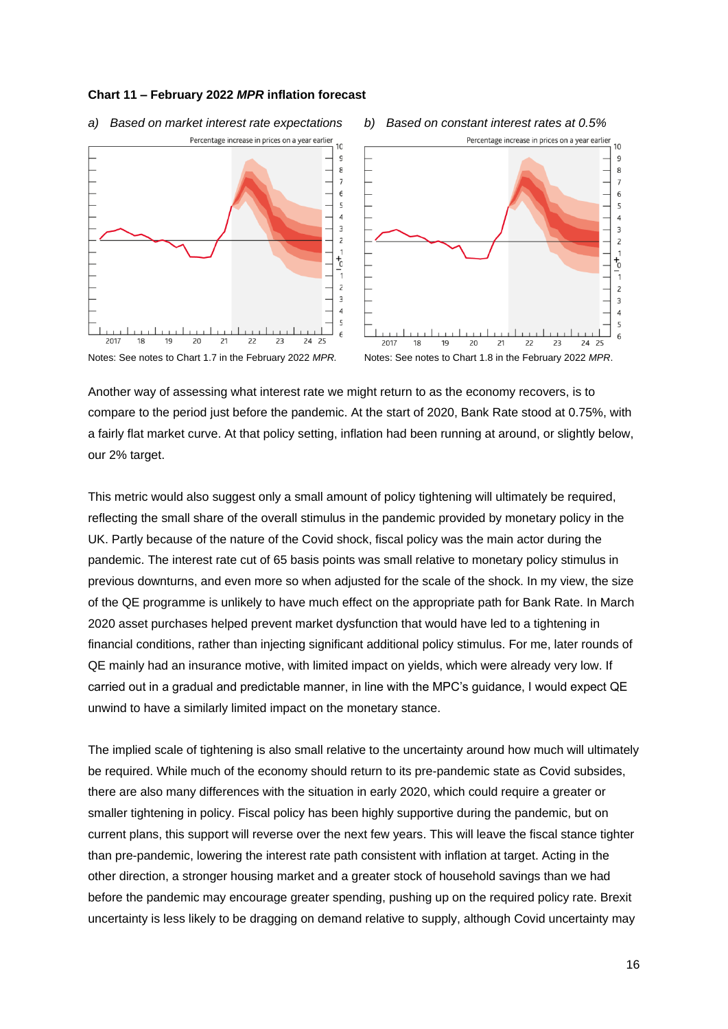**Chart 11 – February 2022 *MPR* inflation forecast**

*a) Based on market interest rate expectations*

*b) Based on constant interest rates at 0.5%*

Notes: See notes to Chart 1.7 in the February 2022 *MPR*.

Notes: See notes to Chart 1.8 in the February 2022 *MPR*.

Another way of assessing what interest rate we might return to as the economy recovers, is to compare to the period just before the pandemic. At the start of 2020, Bank Rate stood at 0.75%, with a fairly flat market curve. At that policy setting, inflation had been running at around, or slightly below, our 2% target.

This metric would also suggest only a small amount of policy tightening will ultimately be required, reflecting the small share of the overall stimulus in the pandemic provided by monetary policy in the UK. Partly because of the nature of the Covid shock, fiscal policy was the main actor during the pandemic. The interest rate cut of 65 basis points was small relative to monetary policy stimulus in previous downturns, and even more so when adjusted for the scale of the shock. In my view, the size of the QE programme is unlikely to have much effect on the appropriate path for Bank Rate. In March 2020 asset purchases helped prevent market dysfunction that would have led to a tightening in financial conditions, rather than injecting significant additional policy stimulus. For me, later rounds of QE mainly had an insurance motive, with limited impact on yields, which were already very low. If carried out in a gradual and predictable manner, in line with the MPC's guidance, I would expect QE unwind to have a similarly limited impact on the monetary stance.

The implied scale of tightening is also small relative to the uncertainty around how much will ultimately be required. While much of the economy should return to its pre-pandemic state as Covid subsides, there are also many differences with the situation in early 2020, which could require a greater or smaller tightening in policy. Fiscal policy has been highly supportive during the pandemic, but on current plans, this support will reverse over the next few years. This will leave the fiscal stance tighter than pre-pandemic, lowering the interest rate path consistent with inflation at target. Acting in the other direction, a stronger housing market and a greater stock of household savings than we had before the pandemic may encourage greater spending, pushing up on the required policy rate. Brexit uncertainty is less likely to be dragging on demand relative to supply, although Covid uncertainty may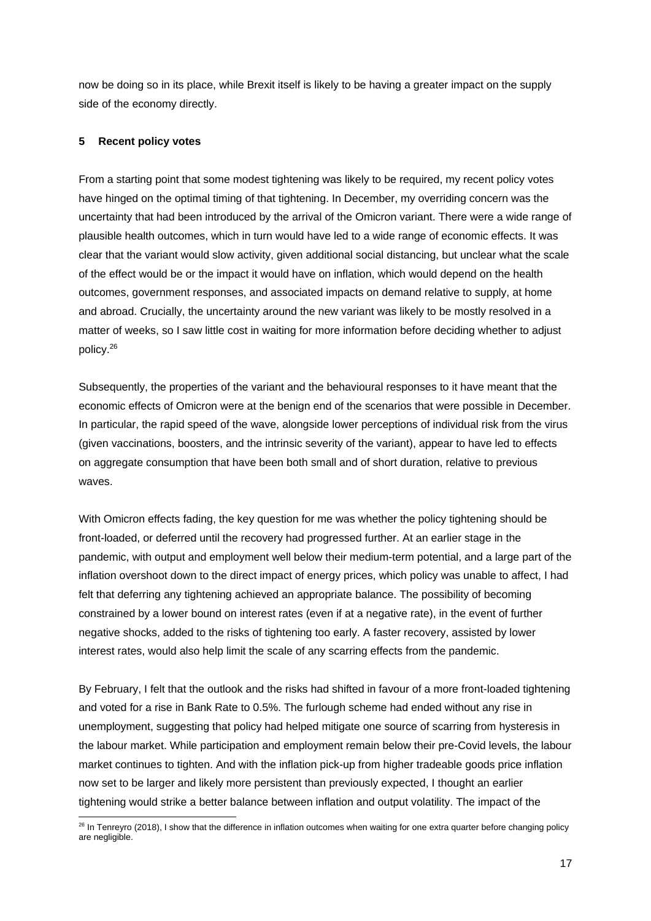now be doing so in its place, while Brexit itself is likely to be having a greater impact on the supply side of the economy directly.

## 5 Recent policy votes

From a starting point that some modest tightening was likely to be required, my recent policy votes have hinged on the optimal timing of that tightening. In December, my overriding concern was the uncertainty that had been introduced by the arrival of the Omicron variant. There were a wide range of plausible health outcomes, which in turn would have led to a wide range of economic effects. It was clear that the variant would slow activity, given additional social distancing, but unclear what the scale of the effect would be or the impact it would have on inflation, which would depend on the health outcomes, government responses, and associated impacts on demand relative to supply, at home and abroad. Crucially, the uncertainty around the new variant was likely to be mostly resolved in a matter of weeks, so I saw little cost in waiting for more information before deciding whether to adjust policy.[26]

Subsequently, the properties of the variant and the behavioural responses to it have meant that the economic effects of Omicron were at the benign end of the scenarios that were possible in December. In particular, the rapid speed of the wave, alongside lower perceptions of individual risk from the virus (given vaccinations, boosters, and the intrinsic severity of the variant), appear to have led to effects on aggregate consumption that have been both small and of short duration, relative to previous waves.

With Omicron effects fading, the key question for me was whether the policy tightening should be front-loaded, or deferred until the recovery had progressed further. At an earlier stage in the pandemic, with output and employment well below their medium-term potential, and a large part of the inflation overshoot down to the direct impact of energy prices, which policy was unable to affect, I had felt that deferring any tightening achieved an appropriate balance. The possibility of becoming constrained by a lower bound on interest rates (even if at a negative rate), in the event of further negative shocks, added to the risks of tightening too early. A faster recovery, assisted by lower interest rates, would also help limit the scale of any scarring effects from the pandemic.

By February, I felt that the outlook and the risks had shifted in favour of a more front-loaded tightening and voted for a rise in Bank Rate to 0.5%. The furlough scheme had ended without any rise in unemployment, suggesting that policy had helped mitigate one source of scarring from hysteresis in the labour market. While participation and employment remain below their pre-Covid levels, the labour market continues to tighten. And with the inflation pick-up from higher tradeable goods price inflation now set to be larger and likely more persistent than previously expected, I thought an earlier tightening would strike a better balance between inflation and output volatility. The impact of the

---

[26] In Tenreyro (2018), I show that the difference in inflation outcomes when waiting for one extra quarter before changing policy are negligible.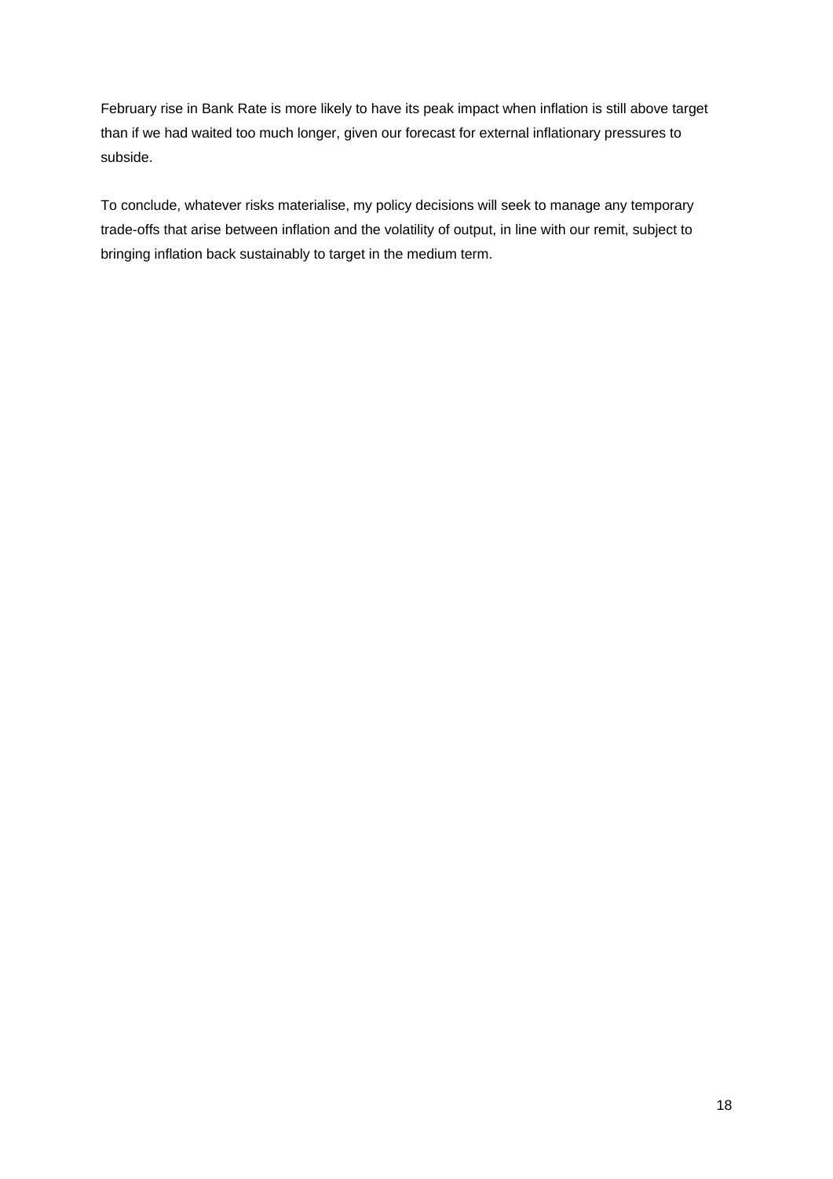February rise in Bank Rate is more likely to have its peak impact when inflation is still above target than if we had waited too much longer, given our forecast for external inflationary pressures to subside.

To conclude, whatever risks materialise, my policy decisions will seek to manage any temporary trade-offs that arise between inflation and the volatility of output, in line with our remit, subject to bringing inflation back sustainably to target in the medium term.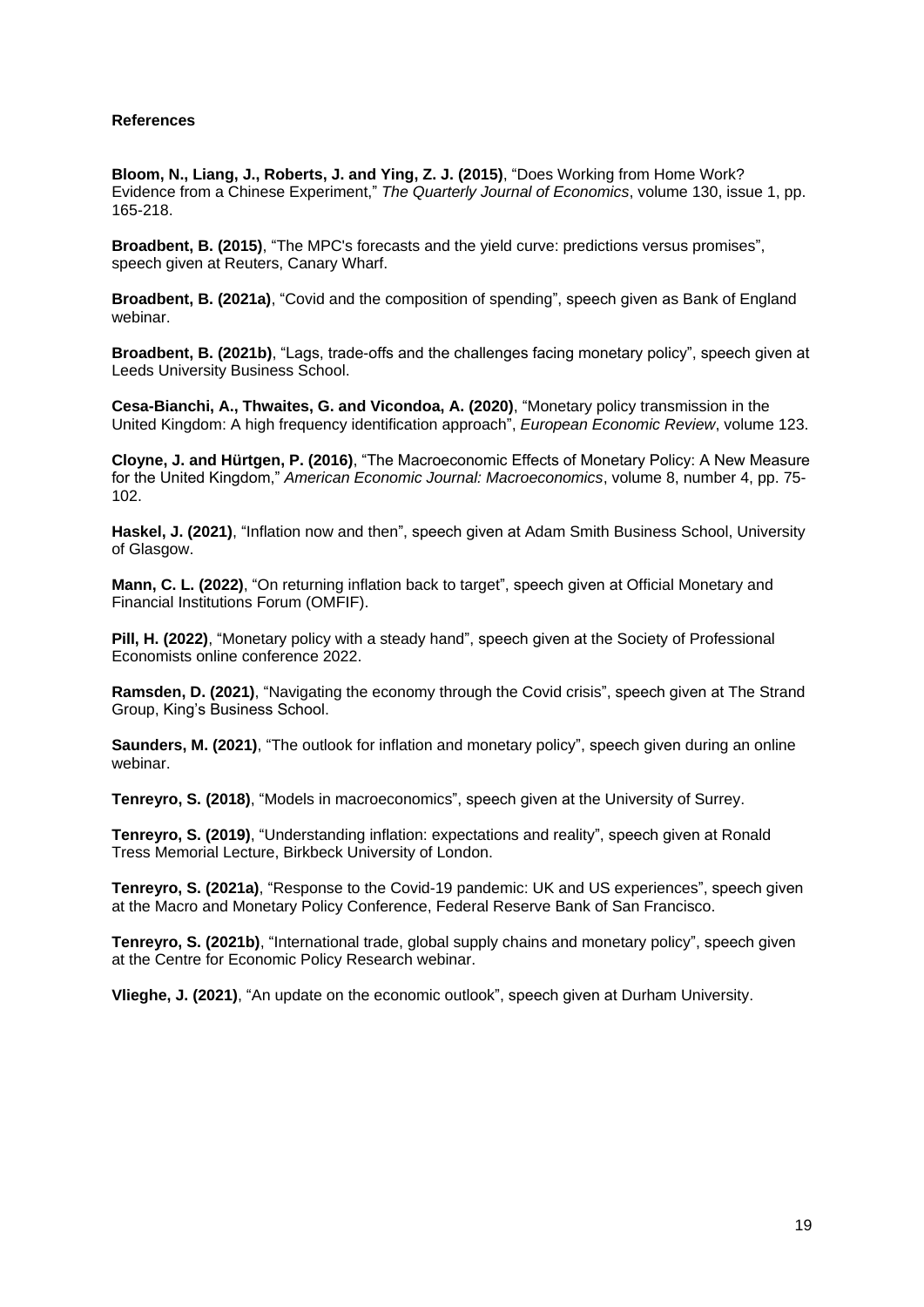**References**

**Bloom, N., Liang, J., Roberts, J. and Ying, Z. J. (2015)**, "Does Working from Home Work? Evidence from a Chinese Experiment," *The Quarterly Journal of Economics*, volume 130, issue 1, pp. 165-218.

**Broadbent, B. (2015)**, "The MPC's forecasts and the yield curve: predictions versus promises", speech given at Reuters, Canary Wharf.

**Broadbent, B. (2021a)**, "Covid and the composition of spending", speech given as Bank of England webinar.

**Broadbent, B. (2021b)**, "Lags, trade-offs and the challenges facing monetary policy", speech given at Leeds University Business School.

**Cesa-Bianchi, A., Thwaites, G. and Vicondoa, A. (2020)**, "Monetary policy transmission in the United Kingdom: A high frequency identification approach", *European Economic Review*, volume 123.

**Cloyne, J. and Hürtgen, P. (2016)**, "The Macroeconomic Effects of Monetary Policy: A New Measure for the United Kingdom," *American Economic Journal: Macroeconomics*, volume 8, number 4, pp. 75-102.

**Haskel, J. (2021)**, "Inflation now and then", speech given at Adam Smith Business School, University of Glasgow.

**Mann, C. L. (2022)**, "On returning inflation back to target", speech given at Official Monetary and Financial Institutions Forum (OMFIF).

**Pill, H. (2022)**, "Monetary policy with a steady hand", speech given at the Society of Professional Economists online conference 2022.

**Ramsden, D. (2021)**, "Navigating the economy through the Covid crisis", speech given at The Strand Group, King's Business School.

**Saunders, M. (2021)**, "The outlook for inflation and monetary policy", speech given during an online webinar.

**Tenreyro, S. (2018)**, "Models in macroeconomics", speech given at the University of Surrey.

**Tenreyro, S. (2019)**, "Understanding inflation: expectations and reality", speech given at Ronald Tress Memorial Lecture, Birkbeck University of London.

**Tenreyro, S. (2021a)**, "Response to the Covid-19 pandemic: UK and US experiences", speech given at the Macro and Monetary Policy Conference, Federal Reserve Bank of San Francisco.

**Tenreyro, S. (2021b)**, "International trade, global supply chains and monetary policy", speech given at the Centre for Economic Policy Research webinar.

**Vlieghe, J. (2021)**, "An update on the economic outlook", speech given at Durham University.